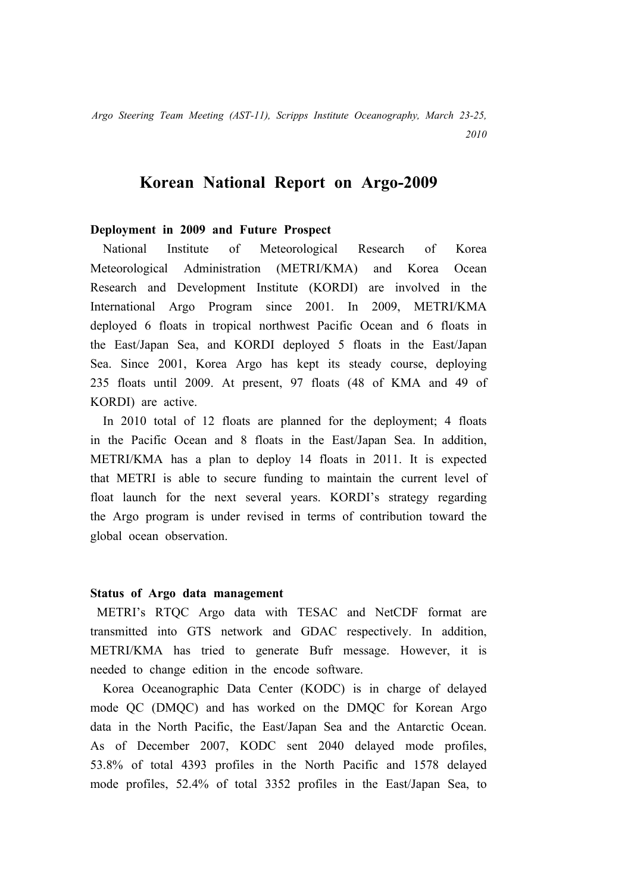*Argo Steering Team Meeting (AST-11), Scripps Institute Oceanography, March 23-25, 2010*

# Korean National Report on Argo-2009

**Deployment in 2009 and Future Prospect**

National Institute of Meteorological Research of Korea Meteorological Administration (METRI/KMA) and Korea Ocean Research and Development Institute (KORDI) are involved in the International Argo Program since 2001. In 2009, METRI/KMA deployed 6 floats in tropical northwest Pacific Ocean and 6 floats in the East/Japan Sea, and KORDI deployed 5 floats in the East/Japan Sea. Since 2001, Korea Argo has kept its steady course, deploying 235 floats until 2009. At present, 97 floats (48 of KMA and 49 of KORDI) are active.

In 2010 total of 12 floats are planned for the deployment; 4 floats in the Pacific Ocean and 8 floats in the East/Japan Sea. In addition, METRI/KMA has a plan to deploy 14 floats in 2011. It is expected that METRI is able to secure funding to maintain the current level of float launch for the next several years. KORDI's strategy regarding the Argo program is under revised in terms of contribution toward the global ocean observation.

**Status of Argo data management**

METRI's RTQC Argo data with TESAC and NetCDF format are transmitted into GTS network and GDAC respectively. In addition, METRI/KMA has tried to generate Bufr message. However, it is needed to change edition in the encode software.

Korea Oceanographic Data Center (KODC) is in charge of delayed mode QC (DMQC) and has worked on the DMQC for Korean Argo data in the North Pacific, the East/Japan Sea and the Antarctic Ocean. As of December 2007, KODC sent 2040 delayed mode profiles, 53.8% of total 4393 profiles in the North Pacific and 1578 delayed mode profiles, 52.4% of total 3352 profiles in the East/Japan Sea, to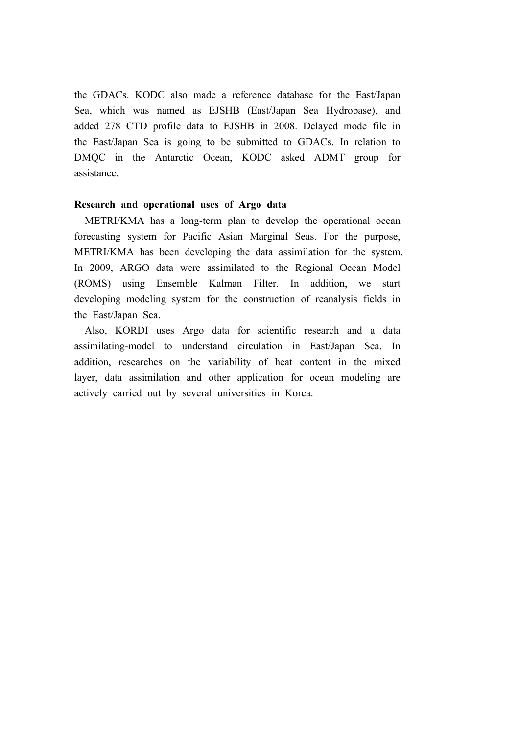the GDACs. KODC also made a reference database for the East/Japan Sea, which was named as EJSHB (East/Japan Sea Hydrobase), and added 278 CTD profile data to EJSHB in 2008. Delayed mode file in the East/Japan Sea is going to be submitted to GDACs. In relation to DMQC in the Antarctic Ocean, KODC asked ADMT group for assistance.

**Research and operational uses of Argo data**

METRI/KMA has a long-term plan to develop the operational ocean forecasting system for Pacific Asian Marginal Seas. For the purpose, METRI/KMA has been developing the data assimilation for the system. In 2009, ARGO data were assimilated to the Regional Ocean Model (ROMS) using Ensemble Kalman Filter. In addition, we start developing modeling system for the construction of reanalysis fields in the East/Japan Sea.

Also, KORDI uses Argo data for scientific research and a data assimilating-model to understand circulation in East/Japan Sea. In addition, researches on the variability of heat content in the mixed layer, data assimilation and other application for ocean modeling are actively carried out by several universities in Korea.